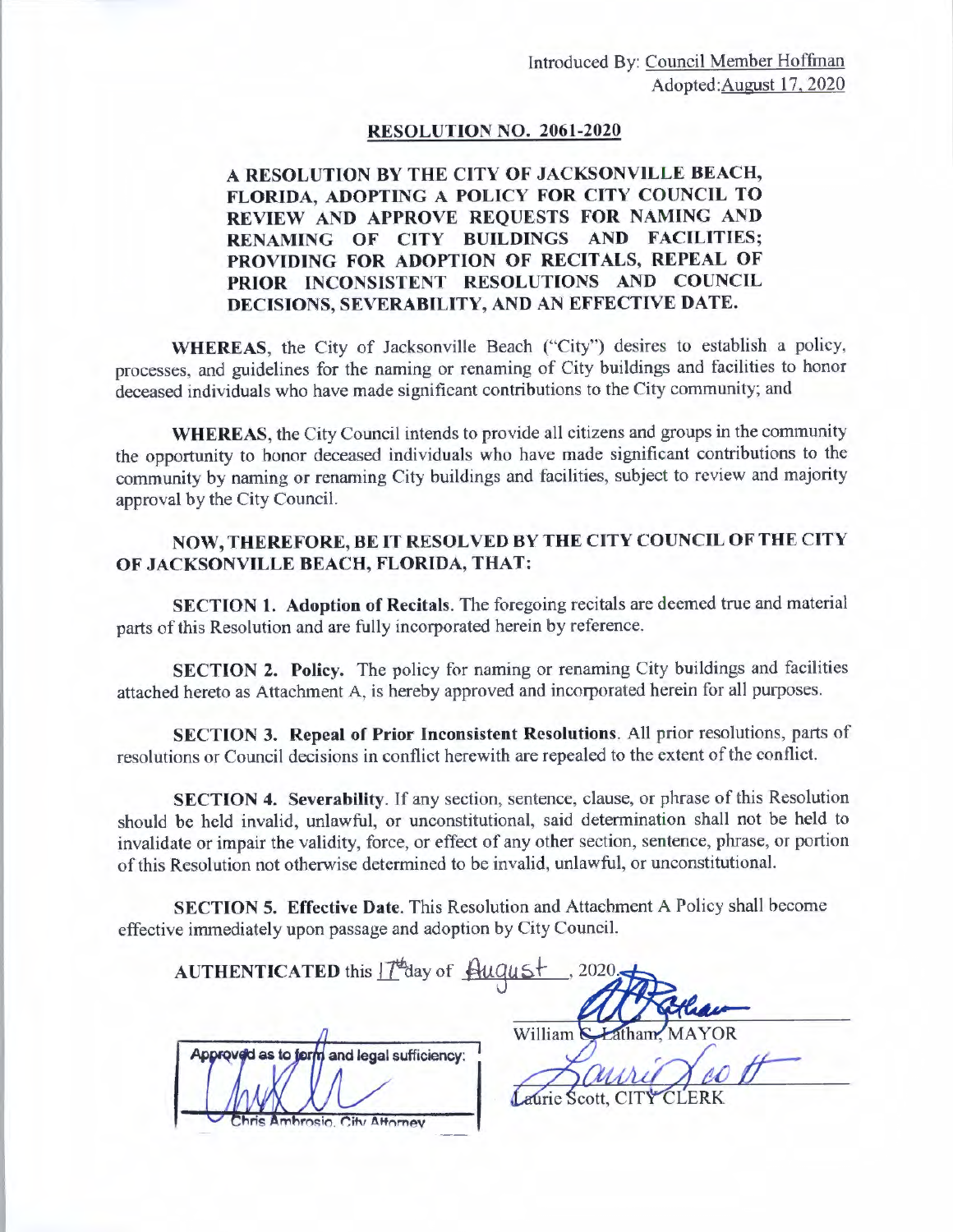Introduced By: Council Member Hoffman
Adopted: August 17, 2020

## RESOLUTION NO. 2061-2020

**A RESOLUTION BY THE CITY OF JACKSONVILLE BEACH, FLORIDA, ADOPTING A POLICY FOR CITY COUNCIL TO REVIEW AND APPROVE REQUESTS FOR NAMING AND RENAMING OF CITY BUILDINGS AND FACILITIES; PROVIDING FOR ADOPTION OF RECITALS, REPEAL OF PRIOR INCONSISTENT RESOLUTIONS AND COUNCIL DECISIONS, SEVERABILITY, AND AN EFFECTIVE DATE.**

**WHEREAS**, the City of Jacksonville Beach ("City") desires to establish a policy, processes, and guidelines for the naming or renaming of City buildings and facilities to honor deceased individuals who have made significant contributions to the City community; and

**WHEREAS**, the City Council intends to provide all citizens and groups in the community the opportunity to honor deceased individuals who have made significant contributions to the community by naming or renaming City buildings and facilities, subject to review and majority approval by the City Council.

**NOW, THEREFORE, BE IT RESOLVED BY THE CITY COUNCIL OF THE CITY OF JACKSONVILLE BEACH, FLORIDA, THAT:**

**SECTION 1. Adoption of Recitals.** The foregoing recitals are deemed true and material parts of this Resolution and are fully incorporated herein by reference.

**SECTION 2. Policy.** The policy for naming or renaming City buildings and facilities attached hereto as Attachment A, is hereby approved and incorporated herein for all purposes.

**SECTION 3. Repeal of Prior Inconsistent Resolutions**. All prior resolutions, parts of resolutions or Council decisions in conflict herewith are repealed to the extent of the conflict.

**SECTION 4. Severability**. If any section, sentence, clause, or phrase of this Resolution should be held invalid, unlawful, or unconstitutional, said determination shall not be held to invalidate or impair the validity, force, or effect of any other section, sentence, phrase, or portion of this Resolution not otherwise determined to be invalid, unlawful, or unconstitutional.

**SECTION 5. Effective Date.** This Resolution and Attachment A Policy shall become effective immediately upon passage and adoption by City Council.

**AUTHENTICATED** this 17th day of August, 2020.

William C. Latham, MAYOR

Laurie Scott, CITY CLERK

Approved as to form and legal sufficiency:

Chris Ambrosio, City Attorney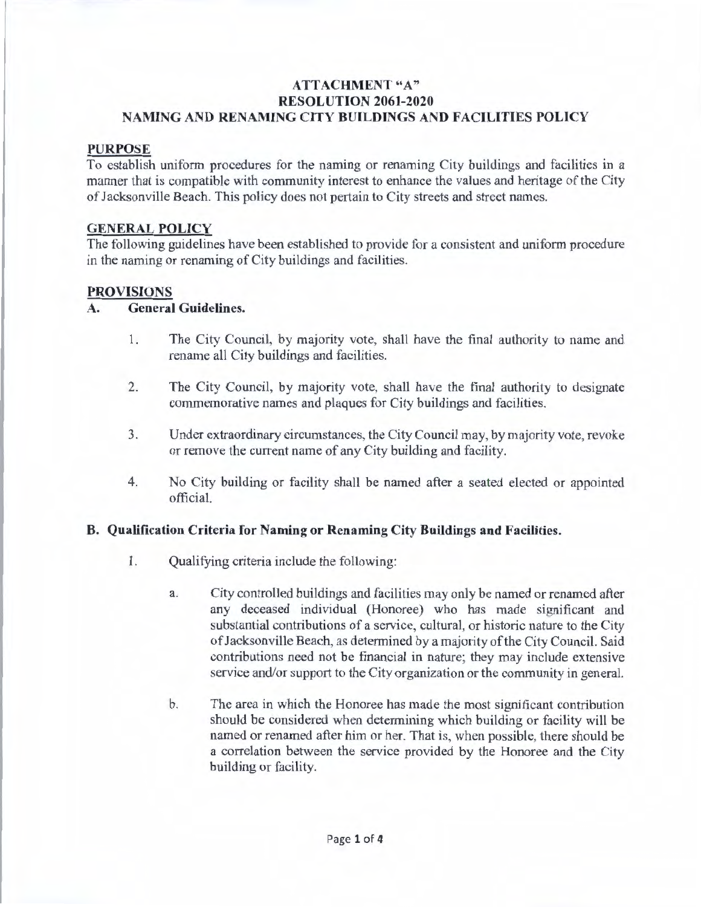# ATTACHMENT "A"
# RESOLUTION 2061-2020
# NAMING AND RENAMING CITY BUILDINGS AND FACILITIES POLICY

## PURPOSE

To establish uniform procedures for the naming or renaming City buildings and facilities in a manner that is compatible with community interest to enhance the values and heritage of the City of Jacksonville Beach. This policy does not pertain to City streets and street names.

## GENERAL POLICY

The following guidelines have been established to provide for a consistent and uniform procedure in the naming or renaming of City buildings and facilities.

## PROVISIONS

### A. General Guidelines.

1. The City Council, by majority vote, shall have the final authority to name and rename all City buildings and facilities.

2. The City Council, by majority vote, shall have the final authority to designate commemorative names and plaques for City buildings and facilities.

3. Under extraordinary circumstances, the City Council may, by majority vote, revoke or remove the current name of any City building and facility.

4. No City building or facility shall be named after a seated elected or appointed official.

### B. Qualification Criteria for Naming or Renaming City Buildings and Facilities.

1. Qualifying criteria include the following:

   a. City controlled buildings and facilities may only be named or renamed after any deceased individual (Honoree) who has made significant and substantial contributions of a service, cultural, or historic nature to the City of Jacksonville Beach, as determined by a majority of the City Council. Said contributions need not be financial in nature; they may include extensive service and/or support to the City organization or the community in general.

   b. The area in which the Honoree has made the most significant contribution should be considered when determining which building or facility will be named or renamed after him or her. That is, when possible, there should be a correlation between the service provided by the Honoree and the City building or facility.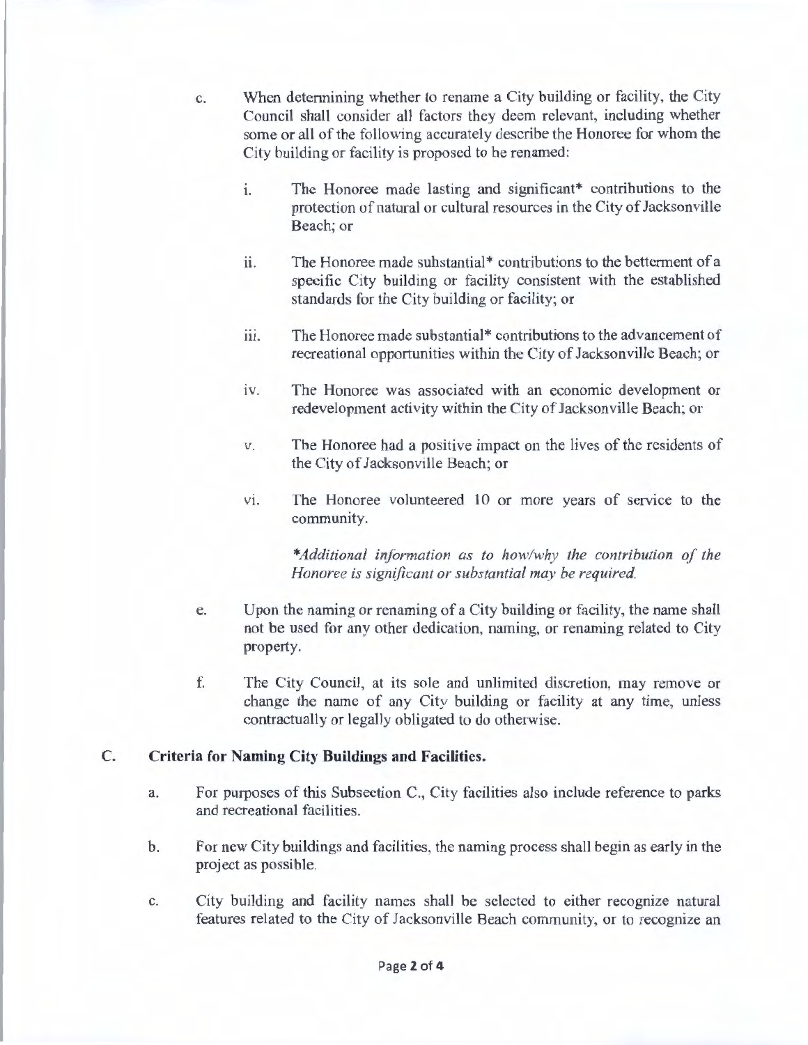c. When determining whether to rename a City building or facility, the City Council shall consider all factors they deem relevant, including whether some or all of the following accurately describe the Honoree for whom the City building or facility is proposed to be renamed:

   i. The Honoree made lasting and significant* contributions to the protection of natural or cultural resources in the City of Jacksonville Beach; or

   ii. The Honoree made substantial* contributions to the betterment of a specific City building or facility consistent with the established standards for the City building or facility; or

   iii. The Honoree made substantial* contributions to the advancement of recreational opportunities within the City of Jacksonville Beach; or

   iv. The Honoree was associated with an economic development or redevelopment activity within the City of Jacksonville Beach; or

   v. The Honoree had a positive impact on the lives of the residents of the City of Jacksonville Beach; or

   vi. The Honoree volunteered 10 or more years of service to the community.

   *\*Additional information as to how/why the contribution of the Honoree is significant or substantial may be required.*

e. Upon the naming or renaming of a City building or facility, the name shall not be used for any other dedication, naming, or renaming related to City property.

f. The City Council, at its sole and unlimited discretion, may remove or change the name of any City building or facility at any time, unless contractually or legally obligated to do otherwise.

## C. Criteria for Naming City Buildings and Facilities.

a. For purposes of this Subsection C., City facilities also include reference to parks and recreational facilities.

b. For new City buildings and facilities, the naming process shall begin as early in the project as possible.

c. City building and facility names shall be selected to either recognize natural features related to the City of Jacksonville Beach community, or to recognize an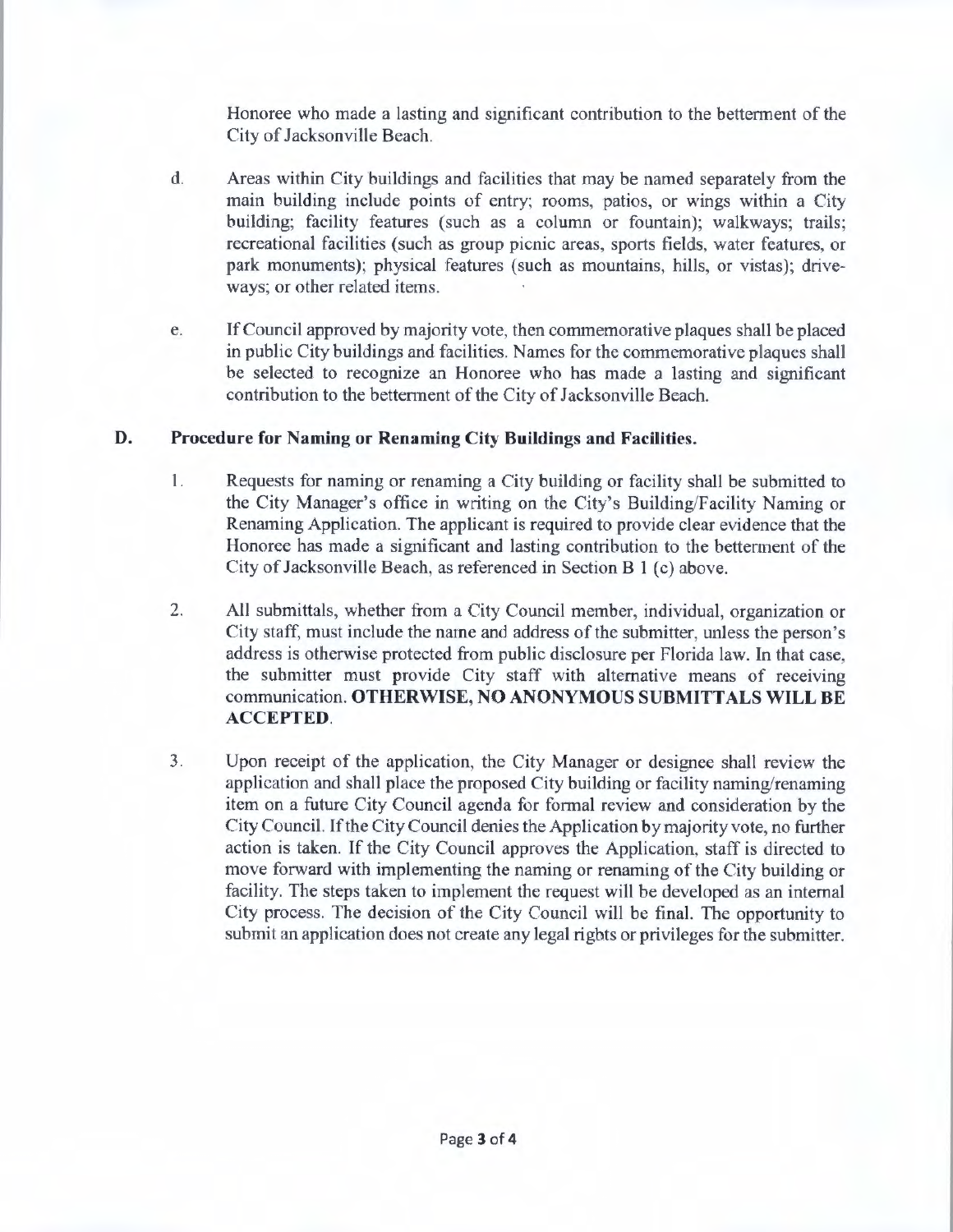Honoree who made a lasting and significant contribution to the betterment of the City of Jacksonville Beach.

d. Areas within City buildings and facilities that may be named separately from the main building include points of entry; rooms, patios, or wings within a City building; facility features (such as a column or fountain); walkways; trails; recreational facilities (such as group picnic areas, sports fields, water features, or park monuments); physical features (such as mountains, hills, or vistas); drive-ways; or other related items.

e. If Council approved by majority vote, then commemorative plaques shall be placed in public City buildings and facilities. Names for the commemorative plaques shall be selected to recognize an Honoree who has made a lasting and significant contribution to the betterment of the City of Jacksonville Beach.

## D. Procedure for Naming or Renaming City Buildings and Facilities.

1. Requests for naming or renaming a City building or facility shall be submitted to the City Manager's office in writing on the City's Building/Facility Naming or Renaming Application. The applicant is required to provide clear evidence that the Honoree has made a significant and lasting contribution to the betterment of the City of Jacksonville Beach, as referenced in Section B 1 (c) above.

2. All submittals, whether from a City Council member, individual, organization or City staff, must include the name and address of the submitter, unless the person's address is otherwise protected from public disclosure per Florida law. In that case, the submitter must provide City staff with alternative means of receiving communication. **OTHERWISE, NO ANONYMOUS SUBMITTALS WILL BE ACCEPTED**.

3. Upon receipt of the application, the City Manager or designee shall review the application and shall place the proposed City building or facility naming/renaming item on a future City Council agenda for formal review and consideration by the City Council. If the City Council denies the Application by majority vote, no further action is taken. If the City Council approves the Application, staff is directed to move forward with implementing the naming or renaming of the City building or facility. The steps taken to implement the request will be developed as an internal City process. The decision of the City Council will be final. The opportunity to submit an application does not create any legal rights or privileges for the submitter.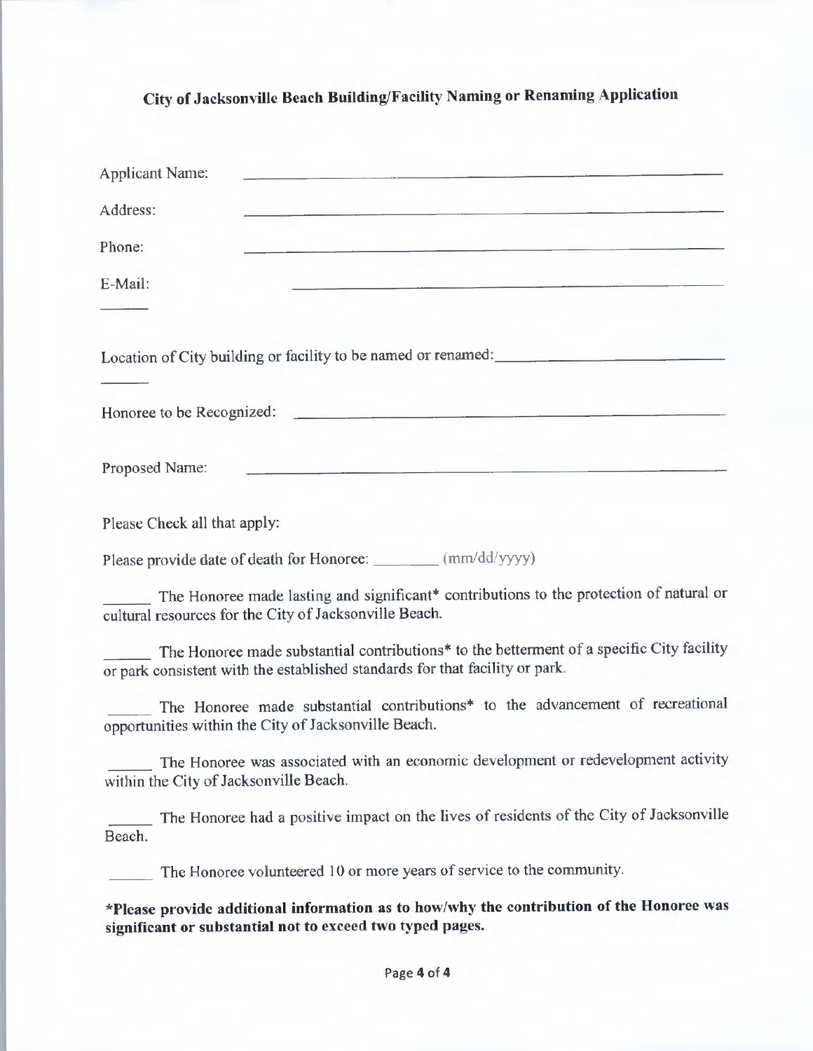## City of Jacksonville Beach Building/Facility Naming or Renaming Application

Applicant Name: ______________________________

Address: ______________________________

Phone: ______________________________

E-Mail: ______________________________

Location of City building or facility to be named or renamed: ______________________________

Honoree to be Recognized: ______________________________

Proposed Name: ______________________________

Please Check all that apply:

Please provide date of death for Honoree: ________ (mm/dd/yyyy)

______ The Honoree made lasting and significant* contributions to the protection of natural or cultural resources for the City of Jacksonville Beach.

______ The Honoree made substantial contributions* to the betterment of a specific City facility or park consistent with the established standards for that facility or park.

______ The Honoree made substantial contributions* to the advancement of recreational opportunities within the City of Jacksonville Beach.

______ The Honoree was associated with an economic development or redevelopment activity within the City of Jacksonville Beach.

______ The Honoree had a positive impact on the lives of residents of the City of Jacksonville Beach.

______ The Honoree volunteered 10 or more years of service to the community.

**\*Please provide additional information as to how/why the contribution of the Honoree was significant or substantial not to exceed two typed pages.**